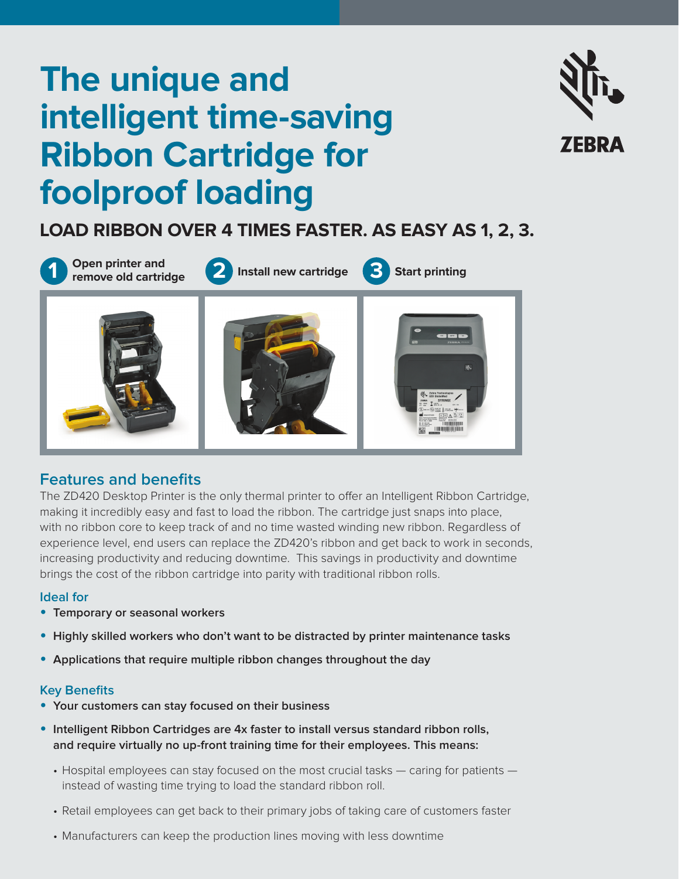# The unique and intelligent time-saving Ribbon Cartridge for foolproof loading

ZEBRA

## LOAD RIBBON OVER 4 TIMES FASTER. AS EASY AS 1, 2, 3.

1. Open printer and remove old cartridge
2. Install new cartridge
3. Start printing

## Features and benefits

The ZD420 Desktop Printer is the only thermal printer to offer an Intelligent Ribbon Cartridge, making it incredibly easy and fast to load the ribbon. The cartridge just snaps into place, with no ribbon core to keep track of and no time wasted winding new ribbon. Regardless of experience level, end users can replace the ZD420's ribbon and get back to work in seconds, increasing productivity and reducing downtime. This savings in productivity and downtime brings the cost of the ribbon cartridge into parity with traditional ribbon rolls.

### Ideal for

- **Temporary or seasonal workers**
- **Highly skilled workers who don't want to be distracted by printer maintenance tasks**
- **Applications that require multiple ribbon changes throughout the day**

### Key Benefits

- **Your customers can stay focused on their business**
- **Intelligent Ribbon Cartridges are 4x faster to install versus standard ribbon rolls, and require virtually no up-front training time for their employees. This means:**
  - Hospital employees can stay focused on the most crucial tasks — caring for patients — instead of wasting time trying to load the standard ribbon roll.
  - Retail employees can get back to their primary jobs of taking care of customers faster
  - Manufacturers can keep the production lines moving with less downtime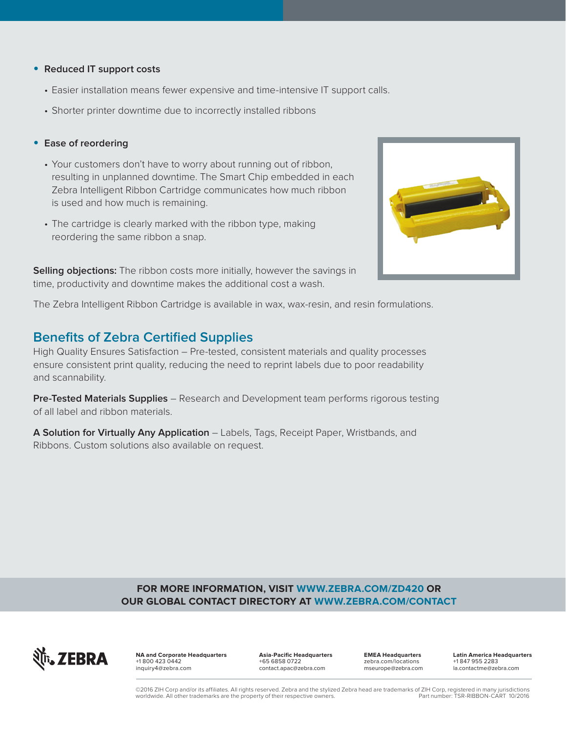- **Reduced IT support costs**
  - Easier installation means fewer expensive and time-intensive IT support calls.
  - Shorter printer downtime due to incorrectly installed ribbons
- **Ease of reordering**
  - Your customers don't have to worry about running out of ribbon, resulting in unplanned downtime. The Smart Chip embedded in each Zebra Intelligent Ribbon Cartridge communicates how much ribbon is used and how much is remaining.
  - The cartridge is clearly marked with the ribbon type, making reordering the same ribbon a snap.

**Selling objections:** The ribbon costs more initially, however the savings in time, productivity and downtime makes the additional cost a wash.

The Zebra Intelligent Ribbon Cartridge is available in wax, wax-resin, and resin formulations.

## Benefits of Zebra Certified Supplies

High Quality Ensures Satisfaction – Pre-tested, consistent materials and quality processes ensure consistent print quality, reducing the need to reprint labels due to poor readability and scannability.

**Pre-Tested Materials Supplies** – Research and Development team performs rigorous testing of all label and ribbon materials.

**A Solution for Virtually Any Application** – Labels, Tags, Receipt Paper, Wristbands, and Ribbons. Custom solutions also available on request.

**FOR MORE INFORMATION, VISIT WWW.ZEBRA.COM/ZD420 OR OUR GLOBAL CONTACT DIRECTORY AT WWW.ZEBRA.COM/CONTACT**

**NA and Corporate Headquarters**
+1 800 423 0442
inquiry4@zebra.com

**Asia-Pacific Headquarters**
+65 6858 0722
contact.apac@zebra.com

**EMEA Headquarters**
zebra.com/locations
mseurope@zebra.com

**Latin America Headquarters**
+1 847 955 2283
la.contactme@zebra.com

©2016 ZIH Corp and/or its affiliates. All rights reserved. Zebra and the stylized Zebra head are trademarks of ZIH Corp, registered in many jurisdictions worldwide. All other trademarks are the property of their respective owners. Part number: TSR-RIBBON-CART 10/2016